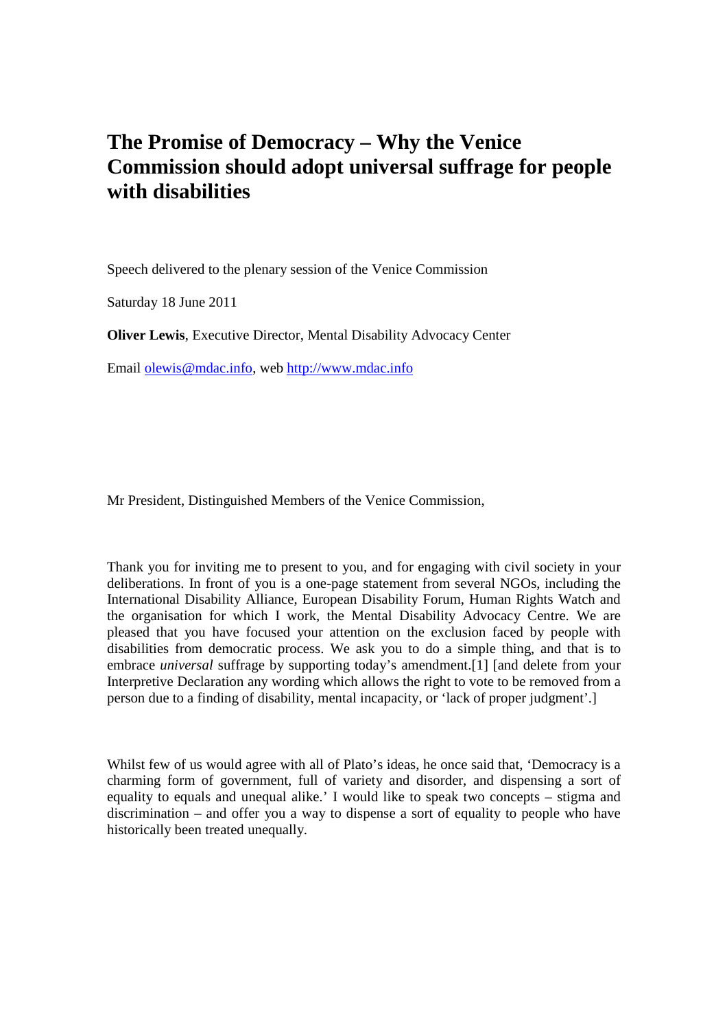# The Promise of Democracy – Why the Venice Commission should adopt universal suffrage for people with disabilities

Speech delivered to the plenary session of the Venice Commission

Saturday 18 June 2011

**Oliver Lewis**, Executive Director, Mental Disability Advocacy Center

Email olewis@mdac.info, web http://www.mdac.info

Mr President, Distinguished Members of the Venice Commission,

Thank you for inviting me to present to you, and for engaging with civil society in your deliberations. In front of you is a one-page statement from several NGOs, including the International Disability Alliance, European Disability Forum, Human Rights Watch and the organisation for which I work, the Mental Disability Advocacy Centre. We are pleased that you have focused your attention on the exclusion faced by people with disabilities from democratic process. We ask you to do a simple thing, and that is to embrace *universal* suffrage by supporting today's amendment.[1] [and delete from your Interpretive Declaration any wording which allows the right to vote to be removed from a person due to a finding of disability, mental incapacity, or 'lack of proper judgment'.]

Whilst few of us would agree with all of Plato's ideas, he once said that, 'Democracy is a charming form of government, full of variety and disorder, and dispensing a sort of equality to equals and unequal alike.' I would like to speak two concepts – stigma and discrimination – and offer you a way to dispense a sort of equality to people who have historically been treated unequally.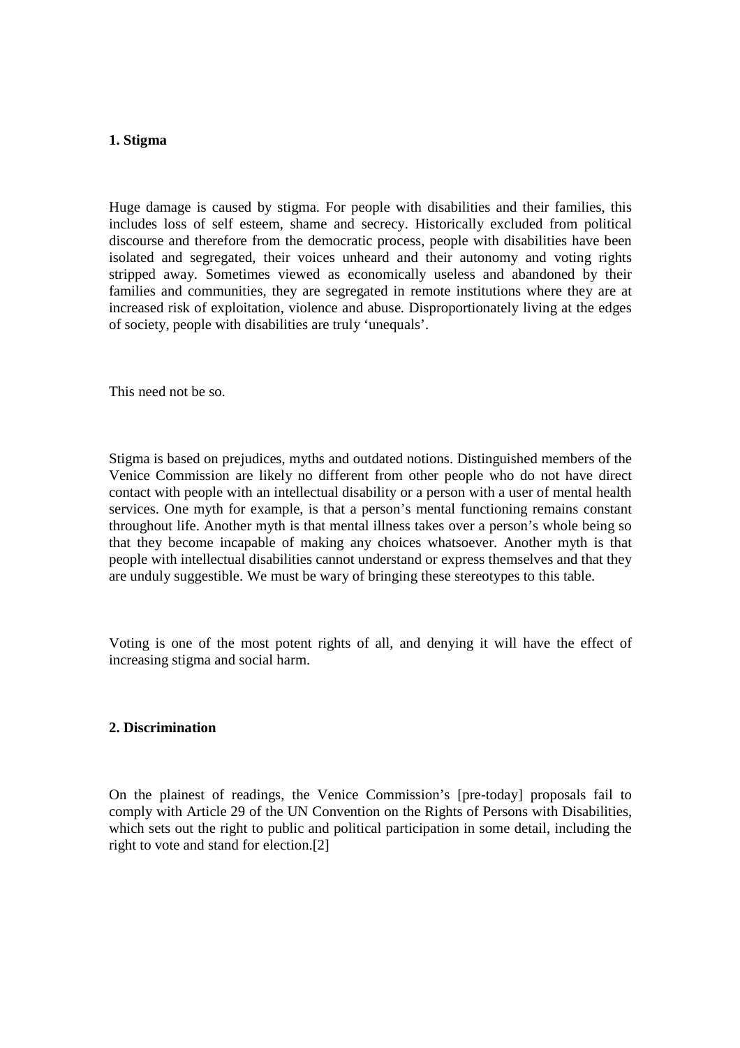## 1. Stigma

Huge damage is caused by stigma. For people with disabilities and their families, this includes loss of self esteem, shame and secrecy. Historically excluded from political discourse and therefore from the democratic process, people with disabilities have been isolated and segregated, their voices unheard and their autonomy and voting rights stripped away. Sometimes viewed as economically useless and abandoned by their families and communities, they are segregated in remote institutions where they are at increased risk of exploitation, violence and abuse. Disproportionately living at the edges of society, people with disabilities are truly 'unequals'.

This need not be so.

Stigma is based on prejudices, myths and outdated notions. Distinguished members of the Venice Commission are likely no different from other people who do not have direct contact with people with an intellectual disability or a person with a user of mental health services. One myth for example, is that a person's mental functioning remains constant throughout life. Another myth is that mental illness takes over a person's whole being so that they become incapable of making any choices whatsoever. Another myth is that people with intellectual disabilities cannot understand or express themselves and that they are unduly suggestible. We must be wary of bringing these stereotypes to this table.

Voting is one of the most potent rights of all, and denying it will have the effect of increasing stigma and social harm.

## 2. Discrimination

On the plainest of readings, the Venice Commission's [pre-today] proposals fail to comply with Article 29 of the UN Convention on the Rights of Persons with Disabilities, which sets out the right to public and political participation in some detail, including the right to vote and stand for election.[2]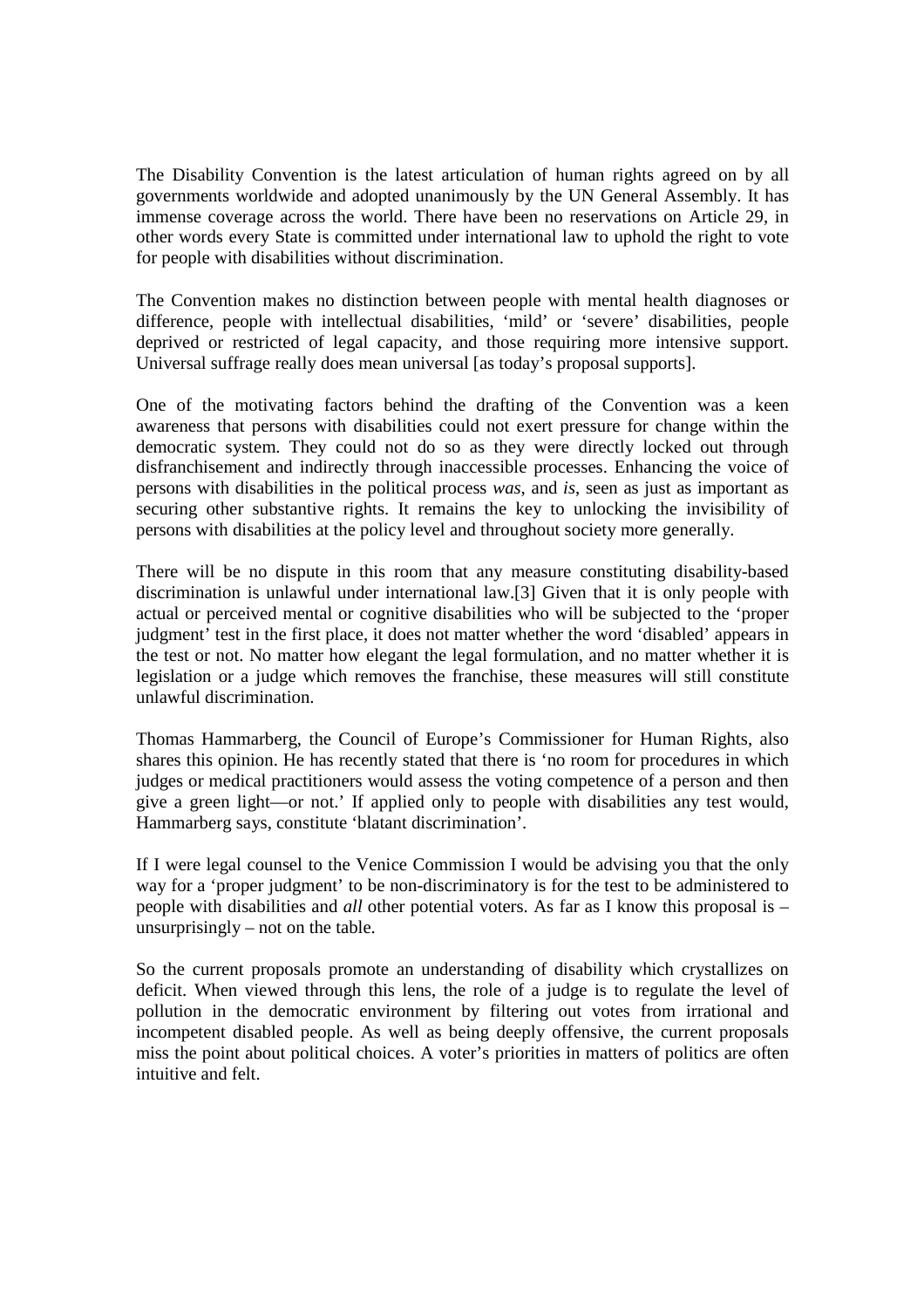The Disability Convention is the latest articulation of human rights agreed on by all governments worldwide and adopted unanimously by the UN General Assembly. It has immense coverage across the world. There have been no reservations on Article 29, in other words every State is committed under international law to uphold the right to vote for people with disabilities without discrimination.

The Convention makes no distinction between people with mental health diagnoses or difference, people with intellectual disabilities, 'mild' or 'severe' disabilities, people deprived or restricted of legal capacity, and those requiring more intensive support. Universal suffrage really does mean universal [as today's proposal supports].

One of the motivating factors behind the drafting of the Convention was a keen awareness that persons with disabilities could not exert pressure for change within the democratic system. They could not do so as they were directly locked out through disfranchisement and indirectly through inaccessible processes. Enhancing the voice of persons with disabilities in the political process *was*, and *is*, seen as just as important as securing other substantive rights. It remains the key to unlocking the invisibility of persons with disabilities at the policy level and throughout society more generally.

There will be no dispute in this room that any measure constituting disability-based discrimination is unlawful under international law.[3] Given that it is only people with actual or perceived mental or cognitive disabilities who will be subjected to the 'proper judgment' test in the first place, it does not matter whether the word 'disabled' appears in the test or not. No matter how elegant the legal formulation, and no matter whether it is legislation or a judge which removes the franchise, these measures will still constitute unlawful discrimination.

Thomas Hammarberg, the Council of Europe's Commissioner for Human Rights, also shares this opinion. He has recently stated that there is 'no room for procedures in which judges or medical practitioners would assess the voting competence of a person and then give a green light—or not.' If applied only to people with disabilities any test would, Hammarberg says, constitute 'blatant discrimination'.

If I were legal counsel to the Venice Commission I would be advising you that the only way for a 'proper judgment' to be non-discriminatory is for the test to be administered to people with disabilities and *all* other potential voters. As far as I know this proposal is – unsurprisingly – not on the table.

So the current proposals promote an understanding of disability which crystallizes on deficit. When viewed through this lens, the role of a judge is to regulate the level of pollution in the democratic environment by filtering out votes from irrational and incompetent disabled people. As well as being deeply offensive, the current proposals miss the point about political choices. A voter's priorities in matters of politics are often intuitive and felt.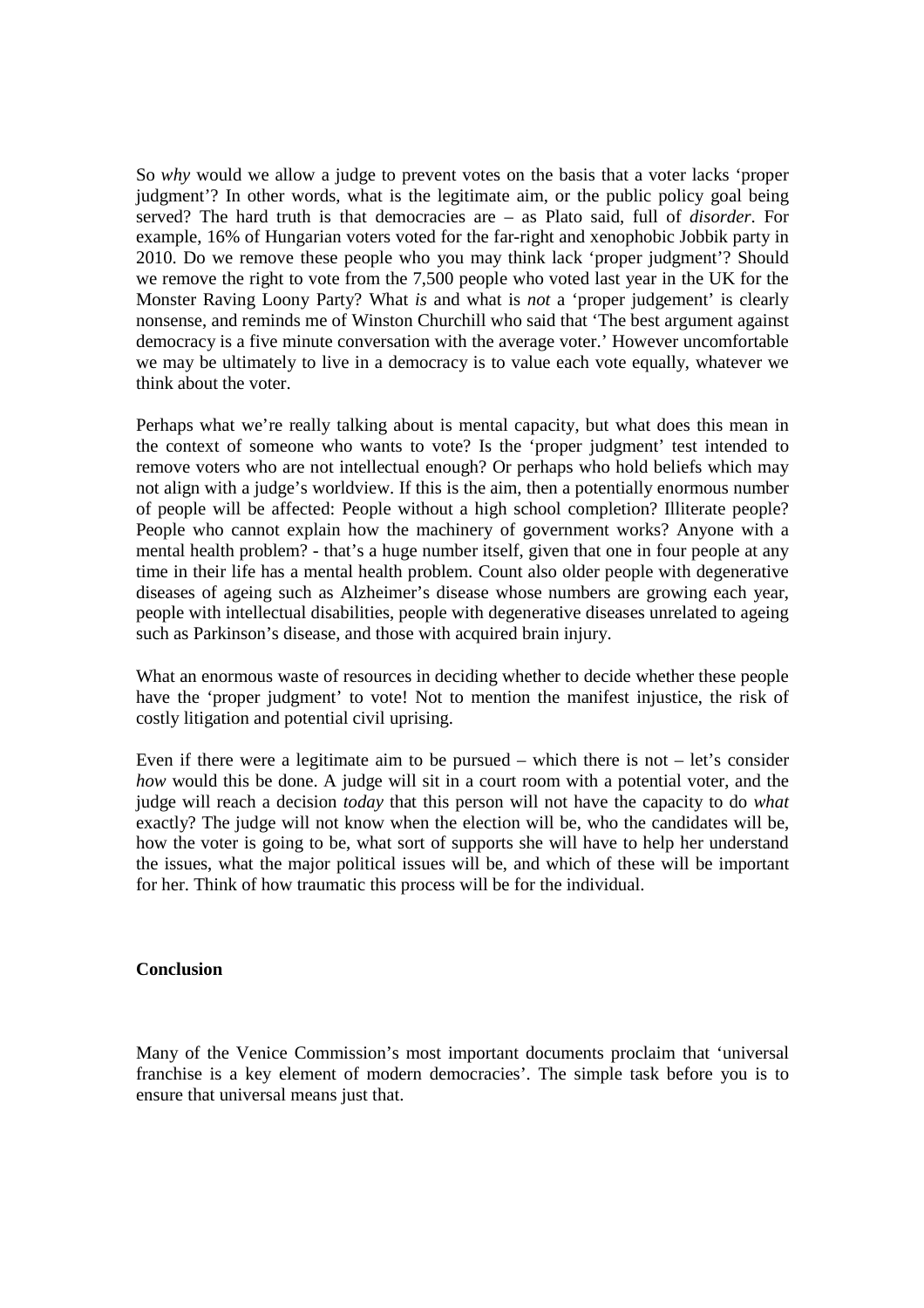So *why* would we allow a judge to prevent votes on the basis that a voter lacks 'proper judgment'? In other words, what is the legitimate aim, or the public policy goal being served? The hard truth is that democracies are – as Plato said, full of *disorder*. For example, 16% of Hungarian voters voted for the far-right and xenophobic Jobbik party in 2010. Do we remove these people who you may think lack 'proper judgment'? Should we remove the right to vote from the 7,500 people who voted last year in the UK for the Monster Raving Loony Party? What *is* and what is *not* a 'proper judgement' is clearly nonsense, and reminds me of Winston Churchill who said that 'The best argument against democracy is a five minute conversation with the average voter.' However uncomfortable we may be ultimately to live in a democracy is to value each vote equally, whatever we think about the voter.

Perhaps what we're really talking about is mental capacity, but what does this mean in the context of someone who wants to vote? Is the 'proper judgment' test intended to remove voters who are not intellectual enough? Or perhaps who hold beliefs which may not align with a judge's worldview. If this is the aim, then a potentially enormous number of people will be affected: People without a high school completion? Illiterate people? People who cannot explain how the machinery of government works? Anyone with a mental health problem? - that's a huge number itself, given that one in four people at any time in their life has a mental health problem. Count also older people with degenerative diseases of ageing such as Alzheimer's disease whose numbers are growing each year, people with intellectual disabilities, people with degenerative diseases unrelated to ageing such as Parkinson's disease, and those with acquired brain injury.

What an enormous waste of resources in deciding whether to decide whether these people have the 'proper judgment' to vote! Not to mention the manifest injustice, the risk of costly litigation and potential civil uprising.

Even if there were a legitimate aim to be pursued – which there is not – let's consider *how* would this be done. A judge will sit in a court room with a potential voter, and the judge will reach a decision *today* that this person will not have the capacity to do *what* exactly? The judge will not know when the election will be, who the candidates will be, how the voter is going to be, what sort of supports she will have to help her understand the issues, what the major political issues will be, and which of these will be important for her. Think of how traumatic this process will be for the individual.

**Conclusion**

Many of the Venice Commission's most important documents proclaim that 'universal franchise is a key element of modern democracies'. The simple task before you is to ensure that universal means just that.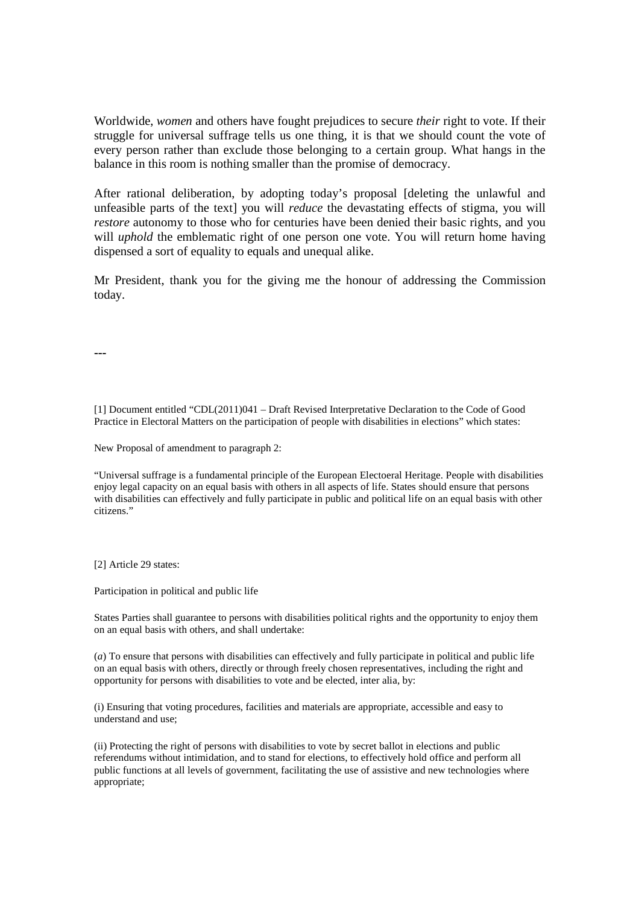Worldwide, *women* and others have fought prejudices to secure *their* right to vote. If their struggle for universal suffrage tells us one thing, it is that we should count the vote of every person rather than exclude those belonging to a certain group. What hangs in the balance in this room is nothing smaller than the promise of democracy.

After rational deliberation, by adopting today's proposal [deleting the unlawful and unfeasible parts of the text] you will *reduce* the devastating effects of stigma, you will *restore* autonomy to those who for centuries have been denied their basic rights, and you will *uphold* the emblematic right of one person one vote. You will return home having dispensed a sort of equality to equals and unequal alike.

Mr President, thank you for the giving me the honour of addressing the Commission today.

---

[1] Document entitled "CDL(2011)041 – Draft Revised Interpretative Declaration to the Code of Good Practice in Electoral Matters on the participation of people with disabilities in elections" which states:

New Proposal of amendment to paragraph 2:

"Universal suffrage is a fundamental principle of the European Electoeral Heritage. People with disabilities enjoy legal capacity on an equal basis with others in all aspects of life. States should ensure that persons with disabilities can effectively and fully participate in public and political life on an equal basis with other citizens."

[2] Article 29 states:

Participation in political and public life

States Parties shall guarantee to persons with disabilities political rights and the opportunity to enjoy them on an equal basis with others, and shall undertake:

(*a*) To ensure that persons with disabilities can effectively and fully participate in political and public life on an equal basis with others, directly or through freely chosen representatives, including the right and opportunity for persons with disabilities to vote and be elected, inter alia, by:

(i) Ensuring that voting procedures, facilities and materials are appropriate, accessible and easy to understand and use;

(ii) Protecting the right of persons with disabilities to vote by secret ballot in elections and public referendums without intimidation, and to stand for elections, to effectively hold office and perform all public functions at all levels of government, facilitating the use of assistive and new technologies where appropriate;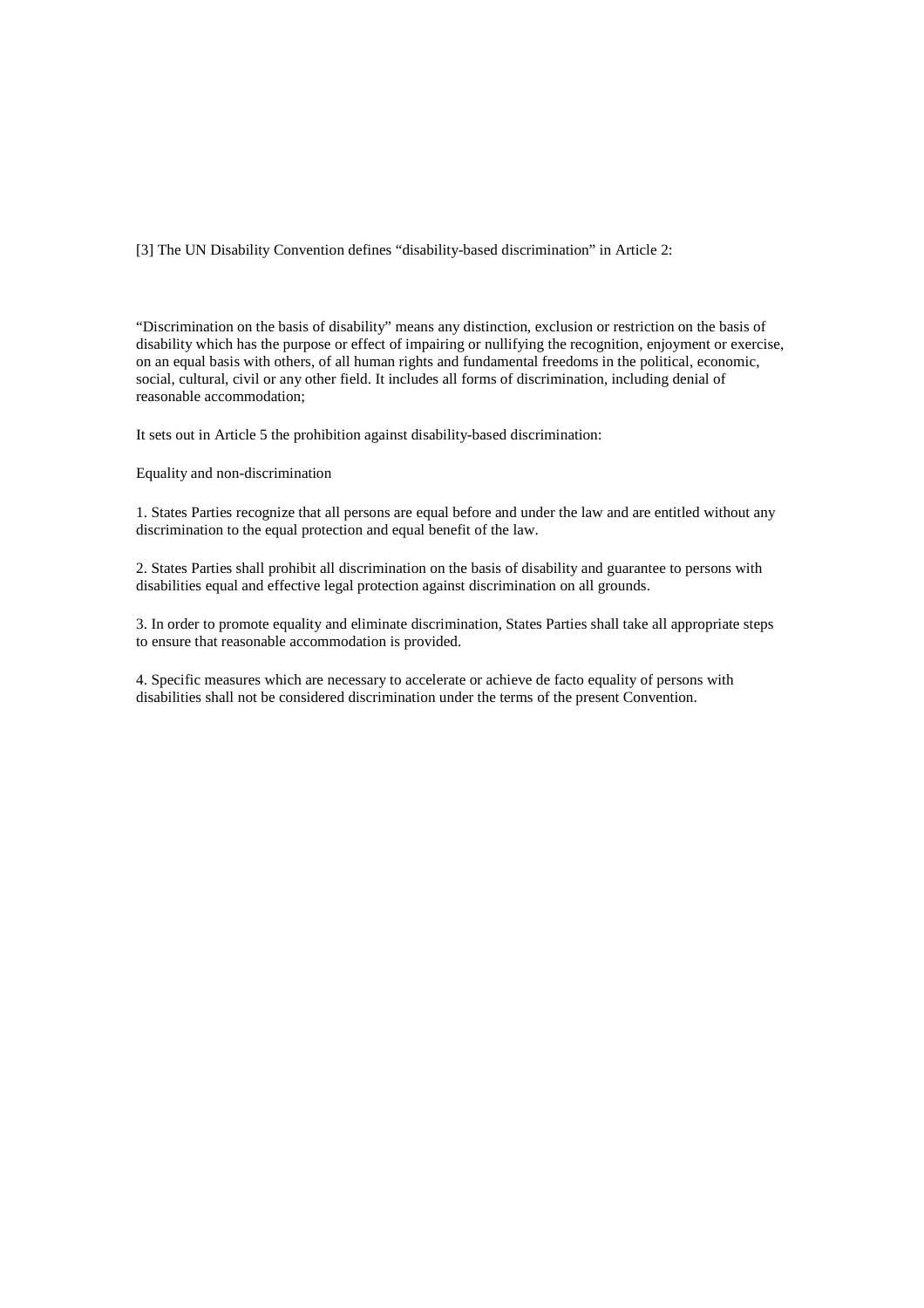[3] The UN Disability Convention defines “disability-based discrimination” in Article 2:

“Discrimination on the basis of disability” means any distinction, exclusion or restriction on the basis of disability which has the purpose or effect of impairing or nullifying the recognition, enjoyment or exercise, on an equal basis with others, of all human rights and fundamental freedoms in the political, economic, social, cultural, civil or any other field. It includes all forms of discrimination, including denial of reasonable accommodation;

It sets out in Article 5 the prohibition against disability-based discrimination:

Equality and non-discrimination

1. States Parties recognize that all persons are equal before and under the law and are entitled without any discrimination to the equal protection and equal benefit of the law.

2. States Parties shall prohibit all discrimination on the basis of disability and guarantee to persons with disabilities equal and effective legal protection against discrimination on all grounds.

3. In order to promote equality and eliminate discrimination, States Parties shall take all appropriate steps to ensure that reasonable accommodation is provided.

4. Specific measures which are necessary to accelerate or achieve de facto equality of persons with disabilities shall not be considered discrimination under the terms of the present Convention.